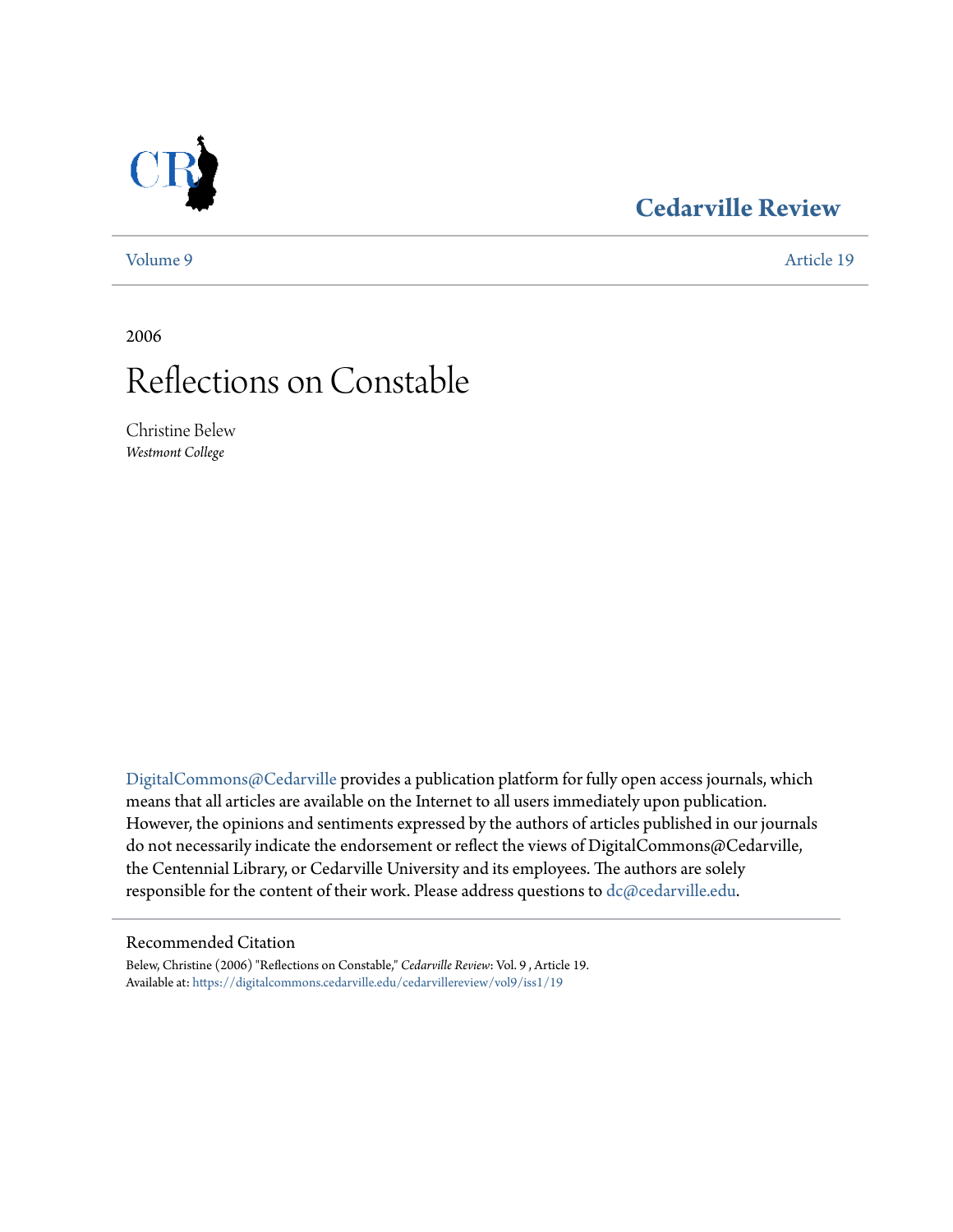Cedarville Review

Volume 9 | Article 19

2006

# Reflections on Constable

Christine Belew
*Westmont College*

DigitalCommons@Cedarville provides a publication platform for fully open access journals, which means that all articles are available on the Internet to all users immediately upon publication. However, the opinions and sentiments expressed by the authors of articles published in our journals do not necessarily indicate the endorsement or reflect the views of DigitalCommons@Cedarville, the Centennial Library, or Cedarville University and its employees. The authors are solely responsible for the content of their work. Please address questions to dc@cedarville.edu.

## Recommended Citation

Belew, Christine (2006) "Reflections on Constable," *Cedarville Review*: Vol. 9 , Article 19.
Available at: https://digitalcommons.cedarville.edu/cedarvillereview/vol9/iss1/19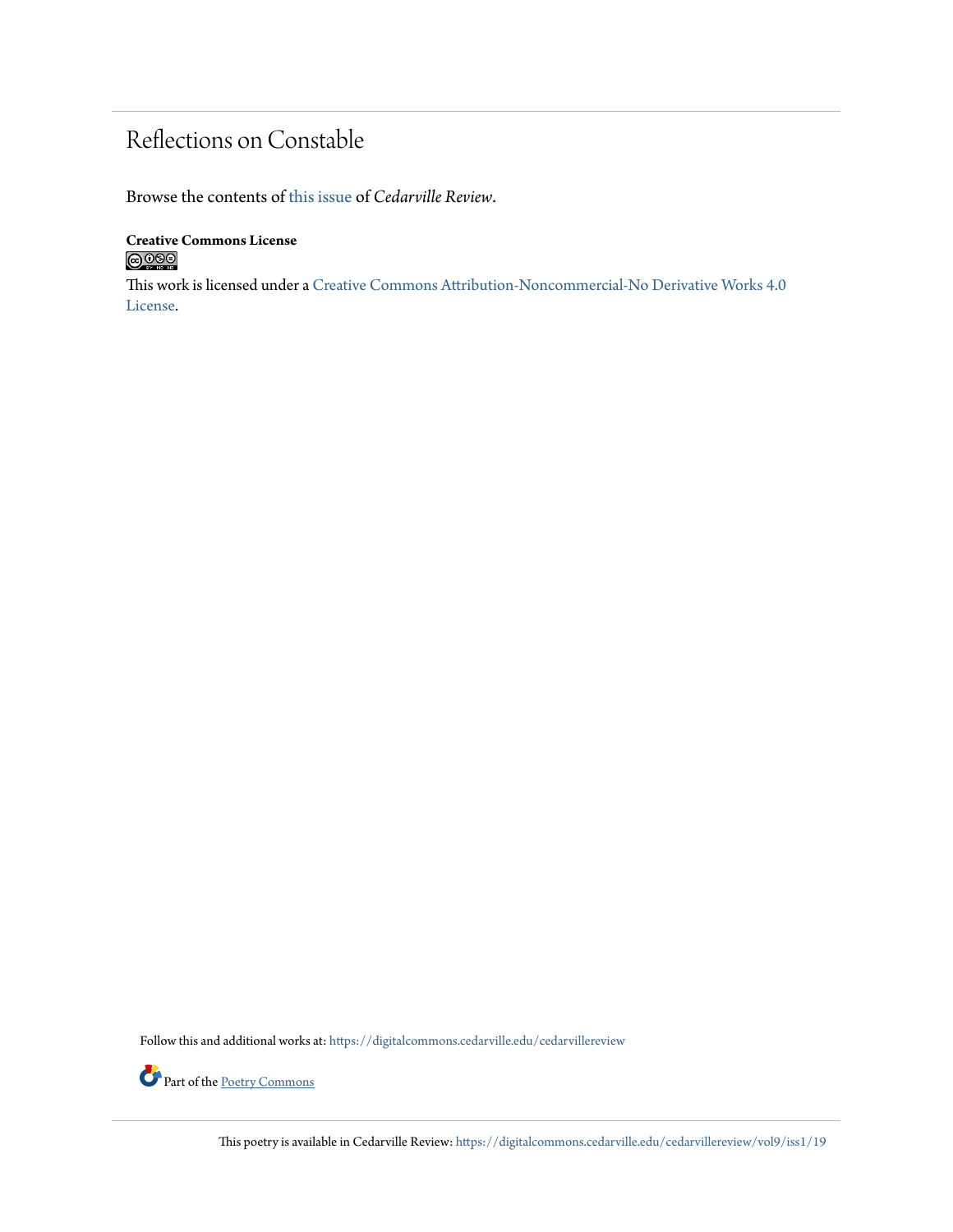# Reflections on Constable

Browse the contents of this issue of *Cedarville Review*.

**Creative Commons License**

This work is licensed under a Creative Commons Attribution-Noncommercial-No Derivative Works 4.0 License.

Follow this and additional works at: https://digitalcommons.cedarville.edu/cedarvillereview

Part of the Poetry Commons

This poetry is available in Cedarville Review: https://digitalcommons.cedarville.edu/cedarvillereview/vol9/iss1/19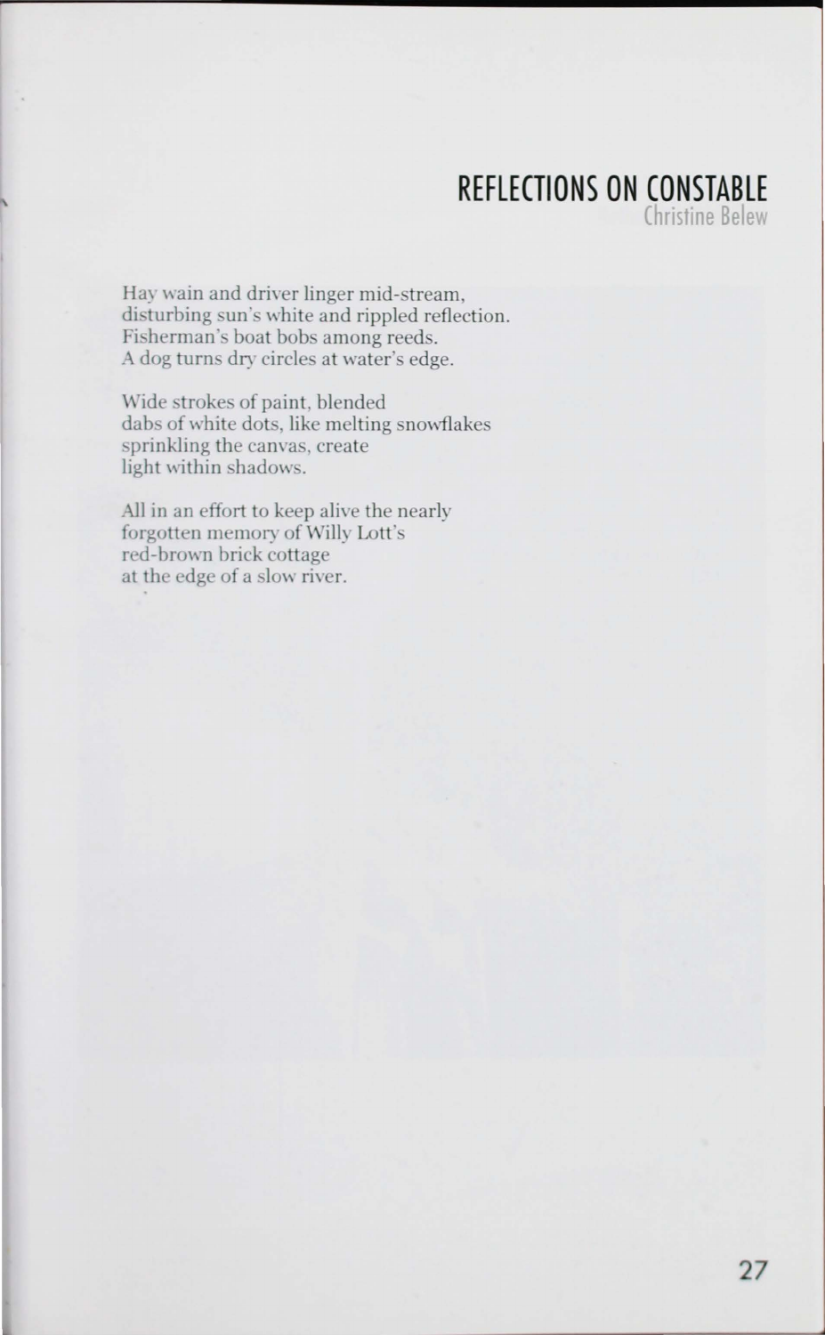# REFLECTIONS ON CONSTABLE

Christine Belew

Hay wain and driver linger mid-stream,
disturbing sun's white and rippled reflection.
Fisherman's boat bobs among reeds.
A dog turns dry circles at water's edge.

Wide strokes of paint, blended
dabs of white dots, like melting snowflakes
sprinkling the canvas, create
light within shadows.

All in an effort to keep alive the nearly
forgotten memory of Willy Lott's
red-brown brick cottage
at the edge of a slow river.